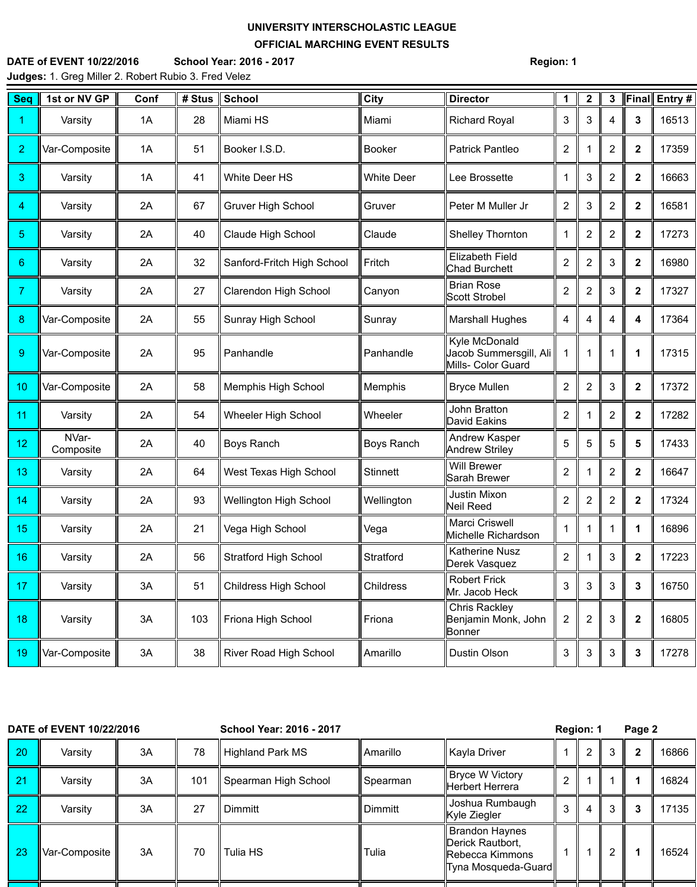**UNIVERSITY INTERSCHOLASTIC LEAGUE**

**OFFICIAL MARCHING EVENT RESULTS**

**DATE of EVENT 10/22/2016** **School Year: 2016 - 2017** **Region: 1**

**Judges:** 1. Greg Miller 2. Robert Rubio 3. Fred Velez

| Seq | 1st or NV GP | Conf | # Stus | School | City | Director | 1 | 2 | 3 | Final | Entry # |
|---|---|---|---|---|---|---|---|---|---|---|---|
| 1 | Varsity | 1A | 28 | Miami HS | Miami | Richard Royal | 3 | 3 | 4 | **3** | 16513 |
| 2 | Var-Composite | 1A | 51 | Booker I.S.D. | Booker | Patrick Pantleo | 2 | 1 | 2 | **2** | 17359 |
| 3 | Varsity | 1A | 41 | White Deer HS | White Deer | Lee Brossette | 1 | 3 | 2 | **2** | 16663 |
| 4 | Varsity | 2A | 67 | Gruver High School | Gruver | Peter M Muller Jr | 2 | 3 | 2 | **2** | 16581 |
| 5 | Varsity | 2A | 40 | Claude High School | Claude | Shelley Thornton | 1 | 2 | 2 | **2** | 17273 |
| 6 | Varsity | 2A | 32 | Sanford-Fritch High School | Fritch | Elizabeth Field Chad Burchett | 2 | 2 | 3 | **2** | 16980 |
| 7 | Varsity | 2A | 27 | Clarendon High School | Canyon | Brian Rose Scott Strobel | 2 | 2 | 3 | **2** | 17327 |
| 8 | Var-Composite | 2A | 55 | Sunray High School | Sunray | Marshall Hughes | 4 | 4 | 4 | **4** | 17364 |
| 9 | Var-Composite | 2A | 95 | Panhandle | Panhandle | Kyle McDonald Jacob Summersgill, Ali Mills- Color Guard | 1 | 1 | 1 | **1** | 17315 |
| 10 | Var-Composite | 2A | 58 | Memphis High School | Memphis | Bryce Mullen | 2 | 2 | 3 | **2** | 17372 |
| 11 | Varsity | 2A | 54 | Wheeler High School | Wheeler | John Bratton David Eakins | 2 | 1 | 2 | **2** | 17282 |
| 12 | NVar-Composite | 2A | 40 | Boys Ranch | Boys Ranch | Andrew Kasper Andrew Striley | 5 | 5 | 5 | **5** | 17433 |
| 13 | Varsity | 2A | 64 | West Texas High School | Stinnett | Will Brewer Sarah Brewer | 2 | 1 | 2 | **2** | 16647 |
| 14 | Varsity | 2A | 93 | Wellington High School | Wellington | Justin Mixon Neil Reed | 2 | 2 | 2 | **2** | 17324 |
| 15 | Varsity | 2A | 21 | Vega High School | Vega | Marci Criswell Michelle Richardson | 1 | 1 | 1 | **1** | 16896 |
| 16 | Varsity | 2A | 56 | Stratford High School | Stratford | Katherine Nusz Derek Vasquez | 2 | 1 | 3 | **2** | 17223 |
| 17 | Varsity | 3A | 51 | Childress High School | Childress | Robert Frick Mr. Jacob Heck | 3 | 3 | 3 | **3** | 16750 |
| 18 | Varsity | 3A | 103 | Friona High School | Friona | Chris Rackley Benjamin Monk, John Bonner | 2 | 2 | 3 | **2** | 16805 |
| 19 | Var-Composite | 3A | 38 | River Road High School | Amarillo | Dustin Olson | 3 | 3 | 3 | **3** | 17278 |

**DATE of EVENT 10/22/2016** **School Year: 2016 - 2017** **Region: 1** **Page 2**

| Seq | 1st or NV GP | Conf | # Stus | School | City | Director | 1 | 2 | 3 | Final | Entry # |
|---|---|---|---|---|---|---|---|---|---|---|---|
| 20 | Varsity | 3A | 78 | Highland Park MS | Amarillo | Kayla Driver | 1 | 2 | 3 | **2** | 16866 |
| 21 | Varsity | 3A | 101 | Spearman High School | Spearman | Bryce W Victory Herbert Herrera | 2 | 1 | 1 | **1** | 16824 |
| 22 | Varsity | 3A | 27 | Dimmitt | Dimmitt | Joshua Rumbaugh Kyle Ziegler | 3 | 4 | 3 | **3** | 17135 |
| 23 | Var-Composite | 3A | 70 | Tulia HS | Tulia | Brandon Haynes Derick Rautbort, Rebecca Kimmons Tyna Mosqueda-Guard | 1 | 1 | 2 | **1** | 16524 |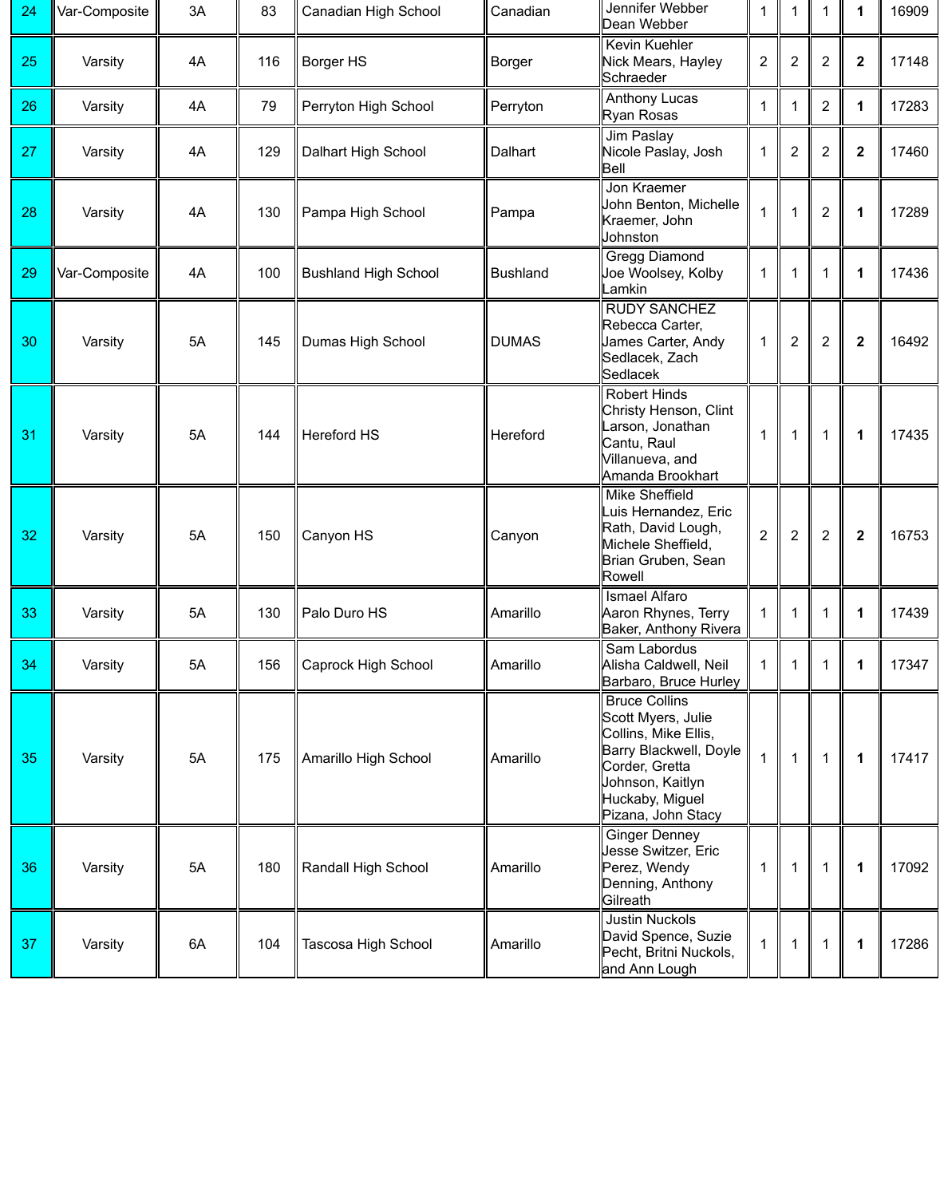| | | | | | | | | | | | |
|---|---|---|---|---|---|---|---|---|---|---|---|
| 24 | Var-Composite | 3A | 83 | Canadian High School | Canadian | Jennifer Webber<br>Dean Webber | 1 | 1 | 1 | **1** | 16909 |
| 25 | Varsity | 4A | 116 | Borger HS | Borger | Kevin Kuehler<br>Nick Mears, Hayley Schraeder | 2 | 2 | 2 | **2** | 17148 |
| 26 | Varsity | 4A | 79 | Perryton High School | Perryton | Anthony Lucas<br>Ryan Rosas | 1 | 1 | 2 | **1** | 17283 |
| 27 | Varsity | 4A | 129 | Dalhart High School | Dalhart | Jim Paslay<br>Nicole Paslay, Josh Bell | 1 | 2 | 2 | **2** | 17460 |
| 28 | Varsity | 4A | 130 | Pampa High School | Pampa | Jon Kraemer<br>John Benton, Michelle Kraemer, John Johnston | 1 | 1 | 2 | **1** | 17289 |
| 29 | Var-Composite | 4A | 100 | Bushland High School | Bushland | Gregg Diamond<br>Joe Woolsey, Kolby Lamkin | 1 | 1 | 1 | **1** | 17436 |
| 30 | Varsity | 5A | 145 | Dumas High School | DUMAS | RUDY SANCHEZ<br>Rebecca Carter, James Carter, Andy Sedlacek, Zach Sedlacek | 1 | 2 | 2 | **2** | 16492 |
| 31 | Varsity | 5A | 144 | Hereford HS | Hereford | Robert Hinds<br>Christy Henson, Clint Larson, Jonathan Cantu, Raul Villanueva, and Amanda Brookhart | 1 | 1 | 1 | **1** | 17435 |
| 32 | Varsity | 5A | 150 | Canyon HS | Canyon | Mike Sheffield<br>Luis Hernandez, Eric Rath, David Lough, Michele Sheffield, Brian Gruben, Sean Rowell | 2 | 2 | 2 | **2** | 16753 |
| 33 | Varsity | 5A | 130 | Palo Duro HS | Amarillo | Ismael Alfaro<br>Aaron Rhynes, Terry Baker, Anthony Rivera | 1 | 1 | 1 | **1** | 17439 |
| 34 | Varsity | 5A | 156 | Caprock High School | Amarillo | Sam Labordus<br>Alisha Caldwell, Neil Barbaro, Bruce Hurley | 1 | 1 | 1 | **1** | 17347 |
| 35 | Varsity | 5A | 175 | Amarillo High School | Amarillo | Bruce Collins<br>Scott Myers, Julie Collins, Mike Ellis, Barry Blackwell, Doyle Corder, Gretta Johnson, Kaitlyn Huckaby, Miguel Pizana, John Stacy | 1 | 1 | 1 | **1** | 17417 |
| 36 | Varsity | 5A | 180 | Randall High School | Amarillo | Ginger Denney<br>Jesse Switzer, Eric Perez, Wendy Denning, Anthony Gilreath | 1 | 1 | 1 | **1** | 17092 |
| 37 | Varsity | 6A | 104 | Tascosa High School | Amarillo | Justin Nuckols<br>David Spence, Suzie Pecht, Britni Nuckols, and Ann Lough | 1 | 1 | 1 | **1** | 17286 |